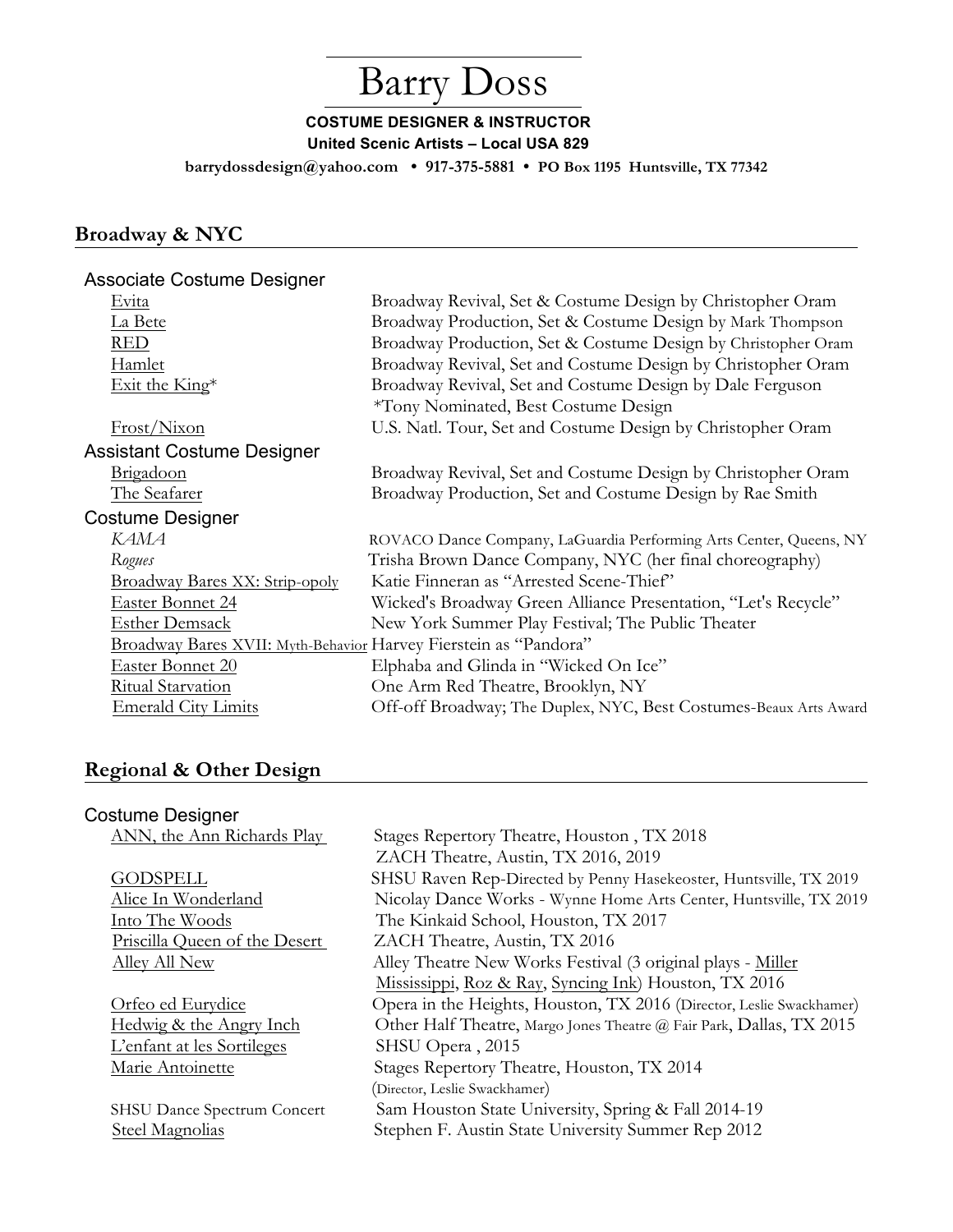# Barry Doss

**COSTUME DESIGNER & INSTRUCTOR**
**United Scenic Artists – Local USA 829**
**barrydossdesign@yahoo.com • 917-375-5881 • PO Box 1195 Huntsville, TX 77342**

## Broadway & NYC

### Associate Costume Designer

| | |
|---|---|
| Evita | Broadway Revival, Set & Costume Design by Christopher Oram |
| La Bete | Broadway Production, Set & Costume Design by Mark Thompson |
| RED | Broadway Production, Set & Costume Design by Christopher Oram |
| Hamlet | Broadway Revival, Set and Costume Design by Christopher Oram |
| Exit the King* | Broadway Revival, Set and Costume Design by Dale Ferguson *Tony Nominated, Best Costume Design |
| Frost/Nixon | U.S. Natl. Tour, Set and Costume Design by Christopher Oram |

### Assistant Costume Designer

| | |
|---|---|
| Brigadoon | Broadway Revival, Set and Costume Design by Christopher Oram |
| The Seafarer | Broadway Production, Set and Costume Design by Rae Smith |

### Costume Designer

| | |
|---|---|
| *KAMA* | ROVACO Dance Company, LaGuardia Performing Arts Center, Queens, NY |
| *Rogues* | Trisha Brown Dance Company, NYC (her final choreography) |
| Broadway Bares XX: Strip-opoly | Katie Finneran as "Arrested Scene-Thief" |
| Easter Bonnet 24 | Wicked's Broadway Green Alliance Presentation, "Let's Recycle" |
| Esther Demsack | New York Summer Play Festival; The Public Theater |
| Broadway Bares XVII: Myth-Behavior | Harvey Fierstein as "Pandora" |
| Easter Bonnet 20 | Elphaba and Glinda in "Wicked On Ice" |
| Ritual Starvation | One Arm Red Theatre, Brooklyn, NY |
| Emerald City Limits | Off-off Broadway; The Duplex, NYC, Best Costumes-Beaux Arts Award |

## Regional & Other Design

### Costume Designer

| | |
|---|---|
| ANN, the Ann Richards Play | Stages Repertory Theatre, Houston , TX 2018<br>ZACH Theatre, Austin, TX 2016, 2019 |
| GODSPELL | SHSU Raven Rep-Directed by Penny Hasekoester, Huntsville, TX 2019 |
| Alice In Wonderland | Nicolay Dance Works - Wynne Home Arts Center, Huntsville, TX 2019 |
| Into The Woods | The Kinkaid School, Houston, TX 2017 |
| Priscilla Queen of the Desert | ZACH Theatre, Austin, TX 2016 |
| Alley All New | Alley Theatre New Works Festival (3 original plays - Miller Mississippi, Roz & Ray, Syncing Ink) Houston, TX 2016 |
| Orfeo ed Eurydice | Opera in the Heights, Houston, TX 2016 (Director, Leslie Swackhamer) |
| Hedwig & the Angry Inch | Other Half Theatre, Margo Jones Theatre @ Fair Park, Dallas, TX 2015 |
| L'enfant at les Sortileges | SHSU Opera , 2015 |
| Marie Antoinette | Stages Repertory Theatre, Houston, TX 2014 (Director, Leslie Swackhamer) |
| SHSU Dance Spectrum Concert | Sam Houston State University, Spring & Fall 2014-19 |
| Steel Magnolias | Stephen F. Austin State University Summer Rep 2012 |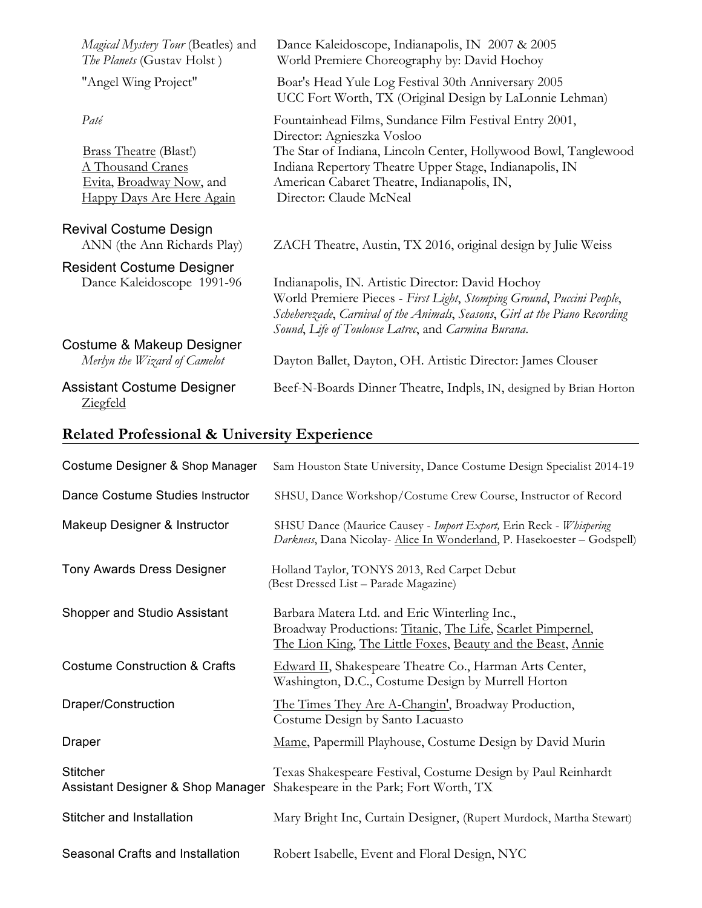| | |
|---|---|
| *Magical Mystery Tour* (Beatles) and *The Planets* (Gustav Holst ) | Dance Kaleidoscope, Indianapolis, IN 2007 & 2005<br>World Premiere Choreography by: David Hochoy |
| "Angel Wing Project" | Boar's Head Yule Log Festival 30th Anniversary 2005<br>UCC Fort Worth, TX (Original Design by LaLonnie Lehman) |
| *Paté* | Fountainhead Films, Sundance Film Festival Entry 2001,<br>Director: Agnieszka Vosloo |
| Brass Theatre (Blast!) | The Star of Indiana, Lincoln Center, Hollywood Bowl, Tanglewood |
| A Thousand Cranes | Indiana Repertory Theatre Upper Stage, Indianapolis, IN |
| Evita, Broadway Now, and Happy Days Are Here Again | American Cabaret Theatre, Indianapolis, IN,<br>Director: Claude McNeal |

### Revival Costume Design

| | |
|---|---|
| ANN (the Ann Richards Play) | ZACH Theatre, Austin, TX 2016, original design by Julie Weiss |

### Resident Costume Designer

| | |
|---|---|
| Dance Kaleidoscope 1991-96 | Indianapolis, IN. Artistic Director: David Hochoy<br>World Premiere Pieces - *First Light*, *Stomping Ground*, *Puccini People*, *Scheherezade*, *Carnival of the Animals*, *Seasons*, *Girl at the Piano Recording Sound*, *Life of Toulouse Latrec*, and *Carmina Burana*. |

### Costume & Makeup Designer

| | |
|---|---|
| *Merlyn the Wizard of Camelot* | Dayton Ballet, Dayton, OH. Artistic Director: James Clouser |

### Assistant Costume Designer

| | |
|---|---|
| Ziegfeld | Beef-N-Boards Dinner Theatre, Indpls, IN, designed by Brian Horton |

## Related Professional & University Experience

| | |
|---|---|
| Costume Designer & Shop Manager | Sam Houston State University, Dance Costume Design Specialist 2014-19 |
| Dance Costume Studies Instructor | SHSU, Dance Workshop/Costume Crew Course, Instructor of Record |
| Makeup Designer & Instructor | SHSU Dance (Maurice Causey - *Import Export,* Erin Reck - *Whispering Darkness*, Dana Nicolay- Alice In Wonderland, P. Hasekoester – Godspell) |
| Tony Awards Dress Designer | Holland Taylor, TONYS 2013, Red Carpet Debut<br>(Best Dressed List – Parade Magazine) |
| Shopper and Studio Assistant | Barbara Matera Ltd. and Eric Winterling Inc.,<br>Broadway Productions: Titanic, The Life, Scarlet Pimpernel, The Lion King, The Little Foxes, Beauty and the Beast, Annie |
| Costume Construction & Crafts | Edward II, Shakespeare Theatre Co., Harman Arts Center, Washington, D.C., Costume Design by Murrell Horton |
| Draper/Construction | The Times They Are A-Changin', Broadway Production,<br>Costume Design by Santo Lacuasto |
| Draper | Mame, Papermill Playhouse, Costume Design by David Murin |
| Stitcher | Texas Shakespeare Festival, Costume Design by Paul Reinhardt |
| Assistant Designer & Shop Manager | Shakespeare in the Park; Fort Worth, TX |
| Stitcher and Installation | Mary Bright Inc, Curtain Designer, (Rupert Murdock, Martha Stewart) |
| Seasonal Crafts and Installation | Robert Isabelle, Event and Floral Design, NYC |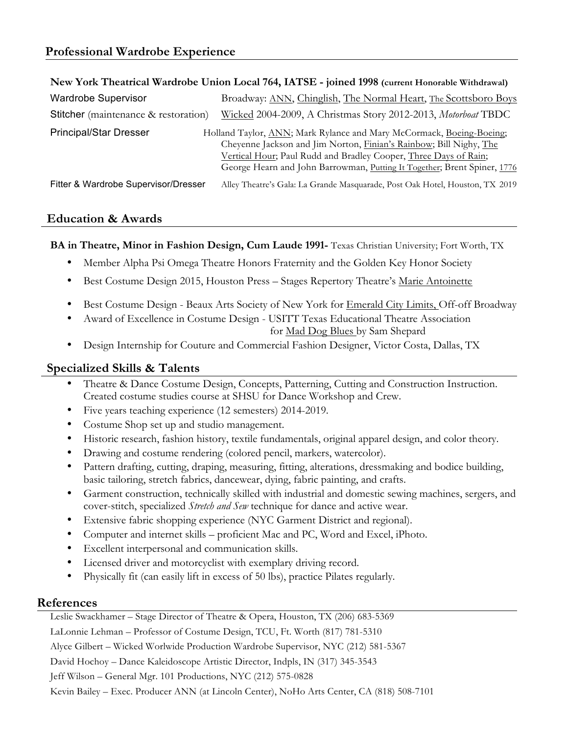## Professional Wardrobe Experience

**New York Theatrical Wardrobe Union Local 764, IATSE - joined 1998** **(current Honorable Withdrawal)**

| | |
|---|---|
| Wardrobe Supervisor | Broadway: ANN, Chinglish, The Normal Heart, The Scottsboro Boys |
| Stitcher (maintenance & restoration) | Wicked 2004-2009, A Christmas Story 2012-2013, *Motorboat* TBDC |
| Principal/Star Dresser | Holland Taylor, ANN; Mark Rylance and Mary McCormack, Boeing-Boeing; Cheyenne Jackson and Jim Norton, Finian's Rainbow; Bill Nighy, The Vertical Hour; Paul Rudd and Bradley Cooper, Three Days of Rain; George Hearn and John Barrowman, Putting It Together; Brent Spiner, 1776 |
| Fitter & Wardrobe Supervisor/Dresser | Alley Theatre's Gala: La Grande Masquarade, Post Oak Hotel, Houston, TX 2019 |

## Education & Awards

**BA in Theatre, Minor in Fashion Design, Cum Laude 1991-** Texas Christian University; Fort Worth, TX

- Member Alpha Psi Omega Theatre Honors Fraternity and the Golden Key Honor Society
- Best Costume Design 2015, Houston Press – Stages Repertory Theatre's Marie Antoinette
- Best Costume Design - Beaux Arts Society of New York for Emerald City Limits, Off-off Broadway
- Award of Excellence in Costume Design - USITT Texas Educational Theatre Association for Mad Dog Blues by Sam Shepard
- Design Internship for Couture and Commercial Fashion Designer, Victor Costa, Dallas, TX

## Specialized Skills & Talents

- Theatre & Dance Costume Design, Concepts, Patterning, Cutting and Construction Instruction. Created costume studies course at SHSU for Dance Workshop and Crew.
- Five years teaching experience (12 semesters) 2014-2019.
- Costume Shop set up and studio management.
- Historic research, fashion history, textile fundamentals, original apparel design, and color theory.
- Drawing and costume rendering (colored pencil, markers, watercolor).
- Pattern drafting, cutting, draping, measuring, fitting, alterations, dressmaking and bodice building, basic tailoring, stretch fabrics, dancewear, dying, fabric painting, and crafts.
- Garment construction, technically skilled with industrial and domestic sewing machines, sergers, and cover-stitch, specialized *Stretch and Sew* technique for dance and active wear.
- Extensive fabric shopping experience (NYC Garment District and regional).
- Computer and internet skills – proficient Mac and PC, Word and Excel, iPhoto.
- Excellent interpersonal and communication skills.
- Licensed driver and motorcyclist with exemplary driving record.
- Physically fit (can easily lift in excess of 50 lbs), practice Pilates regularly.

## References

Leslie Swackhamer – Stage Director of Theatre & Opera, Houston, TX (206) 683-5369

LaLonnie Lehman – Professor of Costume Design, TCU, Ft. Worth (817) 781-5310

Alyce Gilbert – Wicked Worlwide Production Wardrobe Supervisor, NYC (212) 581-5367

David Hochoy – Dance Kaleidoscope Artistic Director, Indpls, IN (317) 345-3543

Jeff Wilson – General Mgr. 101 Productions, NYC (212) 575-0828

Kevin Bailey – Exec. Producer ANN (at Lincoln Center), NoHo Arts Center, CA (818) 508-7101